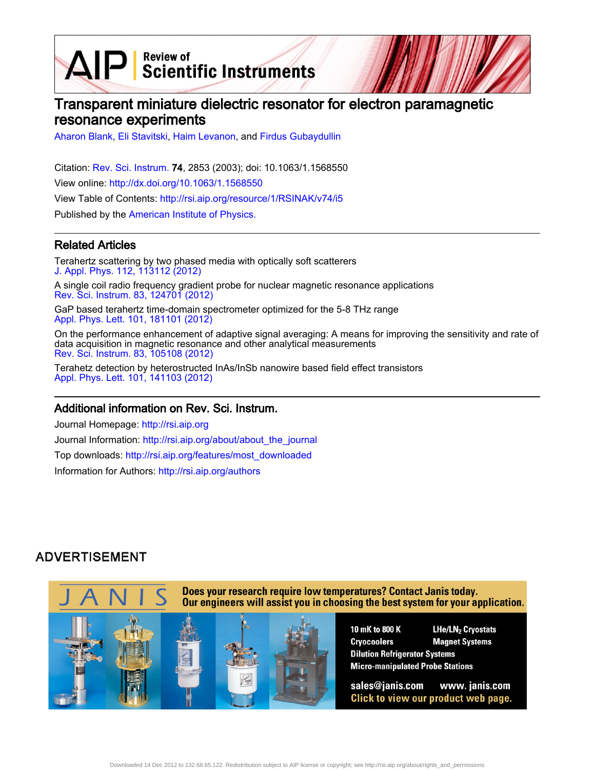# Transparent miniature dielectric resonator for electron paramagnetic resonance experiments

Aharon Blank, Eli Stavitski, Haim Levanon, and Firdus Gubaydullin

Citation: Rev. Sci. Instrum. **74**, 2853 (2003); doi: 10.1063/1.1568550

View online: http://dx.doi.org/10.1063/1.1568550

View Table of Contents: http://rsi.aip.org/resource/1/RSINAK/v74/i5

Published by the American Institute of Physics.

## Related Articles

Terahertz scattering by two phased media with optically soft scatterers
J. Appl. Phys. 112, 113112 (2012)

A single coil radio frequency gradient probe for nuclear magnetic resonance applications
Rev. Sci. Instrum. 83, 124701 (2012)

GaP based terahertz time-domain spectrometer optimized for the 5-8 THz range
Appl. Phys. Lett. 101, 181101 (2012)

On the performance enhancement of adaptive signal averaging: A means for improving the sensitivity and rate of data acquisition in magnetic resonance and other analytical measurements
Rev. Sci. Instrum. 83, 105108 (2012)

Terahetz detection by heterostructed InAs/InSb nanowire based field effect transistors
Appl. Phys. Lett. 101, 141103 (2012)

## Additional information on Rev. Sci. Instrum.

Journal Homepage: http://rsi.aip.org

Journal Information: http://rsi.aip.org/about/about_the_journal

Top downloads: http://rsi.aip.org/features/most_downloaded

Information for Authors: http://rsi.aip.org/authors

## ADVERTISEMENT

JANIS

Does your research require low temperatures? Contact Janis today.
Our engineers will assist you in choosing the best system for your application.

10 mK to 800 K | LHe/$LN_2$ Cryostats
Cryocoolers | Magnet Systems
Dilution Refrigerator Systems
Micro-manipulated Probe Stations

sales@janis.com www. janis.com
Click to view our product web page.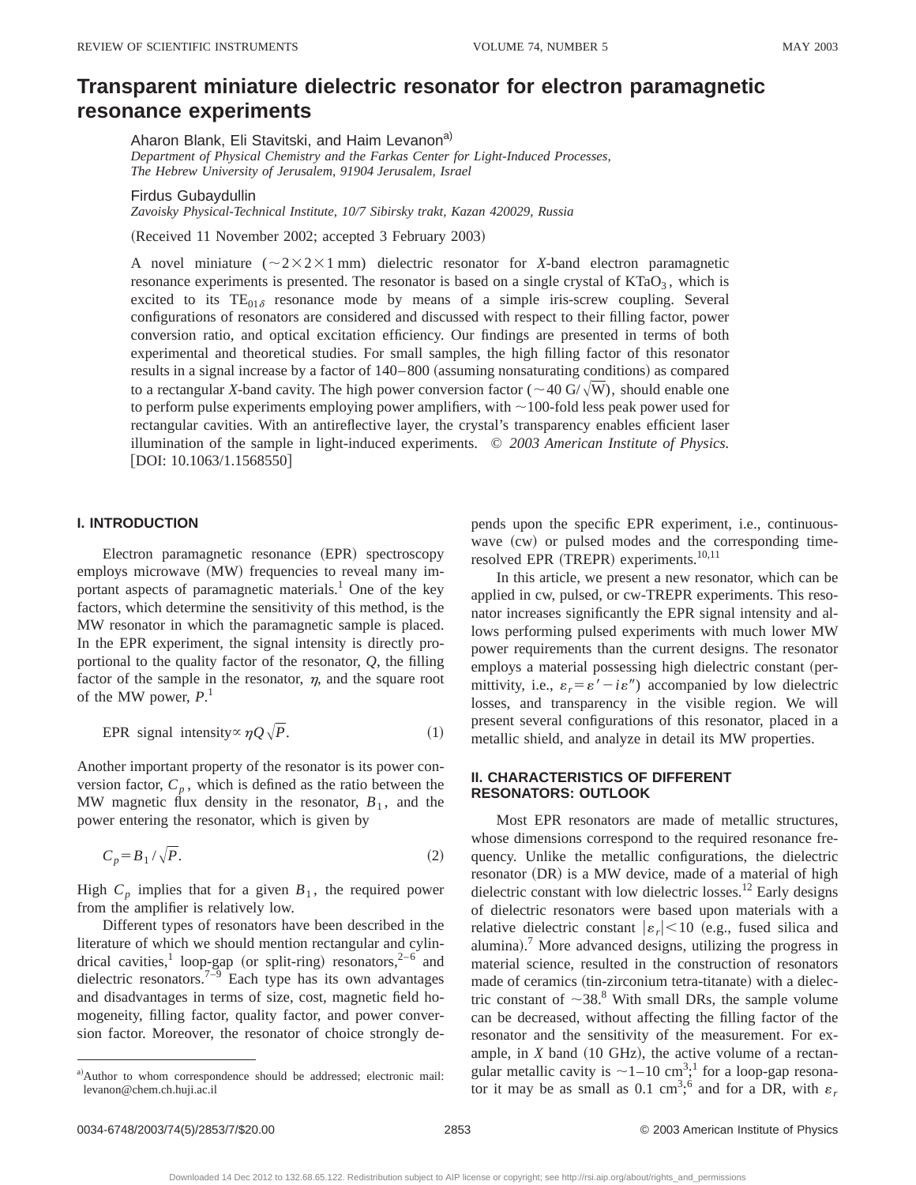# Transparent miniature dielectric resonator for electron paramagnetic resonance experiments

Aharon Blank, Eli Stavitski, and Haim Levanon[a)]
*Department of Physical Chemistry and the Farkas Center for Light-Induced Processes, The Hebrew University of Jerusalem, 91904 Jerusalem, Israel*

Firdus Gubaydullin
*Zavoisky Physical-Technical Institute, 10/7 Sibirsky trakt, Kazan 420029, Russia*

(Received 11 November 2002; accepted 3 February 2003)

A novel miniature ($\sim 2\times 2\times 1$ mm) dielectric resonator for *X*-band electron paramagnetic resonance experiments is presented. The resonator is based on a single crystal of $KTaO_3$, which is excited to its $TE_{01\delta}$ resonance mode by means of a simple iris-screw coupling. Several configurations of resonators are considered and discussed with respect to their filling factor, power conversion ratio, and optical excitation efficiency. Our findings are presented in terms of both experimental and theoretical studies. For small samples, the high filling factor of this resonator results in a signal increase by a factor of 140–800 (assuming nonsaturating conditions) as compared to a rectangular *X*-band cavity. The high power conversion factor ($\sim 40\ \mathrm{G}/\sqrt{\mathrm{W}}$), should enable one to perform pulse experiments employing power amplifiers, with $\sim$100-fold less peak power used for rectangular cavities. With an antireflective layer, the crystal's transparency enables efficient laser illumination of the sample in light-induced experiments. © *2003 American Institute of Physics.* [DOI: 10.1063/1.1568550]

## I. INTRODUCTION

Electron paramagnetic resonance (EPR) spectroscopy employs microwave (MW) frequencies to reveal many important aspects of paramagnetic materials.[1] One of the key factors, which determine the sensitivity of this method, is the MW resonator in which the paramagnetic sample is placed. In the EPR experiment, the signal intensity is directly proportional to the quality factor of the resonator, $Q$, the filling factor of the sample in the resonator, $\eta$, and the square root of the MW power, $P$.[1]

$$\text{EPR signal intensity} \propto \eta Q \sqrt{P}. \tag{1}$$

Another important property of the resonator is its power conversion factor, $C_p$, which is defined as the ratio between the MW magnetic flux density in the resonator, $B_1$, and the power entering the resonator, which is given by

$$C_p = B_1/\sqrt{P}. \tag{2}$$

High $C_p$ implies that for a given $B_1$, the required power from the amplifier is relatively low.

Different types of resonators have been described in the literature of which we should mention rectangular and cylindrical cavities,[1] loop-gap (or split-ring) resonators,[2–6] and dielectric resonators.[7–9] Each type has its own advantages and disadvantages in terms of size, cost, magnetic field homogeneity, filling factor, quality factor, and power conversion factor. Moreover, the resonator of choice strongly depends upon the specific EPR experiment, i.e., continuous-wave (cw) or pulsed modes and the corresponding time-resolved EPR (TREPR) experiments.[10,11]

In this article, we present a new resonator, which can be applied in cw, pulsed, or cw-TREPR experiments. This resonator increases significantly the EPR signal intensity and allows performing pulsed experiments with much lower MW power requirements than the current designs. The resonator employs a material possessing high dielectric constant (permittivity, i.e., $\varepsilon_r = \varepsilon' - i\varepsilon''$) accompanied by low dielectric losses, and transparency in the visible region. We will present several configurations of this resonator, placed in a metallic shield, and analyze in detail its MW properties.

## II. CHARACTERISTICS OF DIFFERENT RESONATORS: OUTLOOK

Most EPR resonators are made of metallic structures, whose dimensions correspond to the required resonance frequency. Unlike the metallic configurations, the dielectric resonator (DR) is a MW device, made of a material of high dielectric constant with low dielectric losses.[12] Early designs of dielectric resonators were based upon materials with a relative dielectric constant $|\varepsilon_r| < 10$ (e.g., fused silica and alumina).[7] More advanced designs, utilizing the progress in material science, resulted in the construction of resonators made of ceramics (tin-zirconium tetra-titanate) with a dielectric constant of $\sim$38.[8] With small DRs, the sample volume can be decreased, without affecting the filling factor of the resonator and the sensitivity of the measurement. For example, in *X* band (10 GHz), the active volume of a rectangular metallic cavity is $\sim$1–10 cm$^3$;[1] for a loop-gap resonator it may be as small as 0.1 cm$^3$;[6] and for a DR, with $\varepsilon_r$

[a)]Author to whom correspondence should be addressed; electronic mail: levanon@chem.ch.huji.ac.il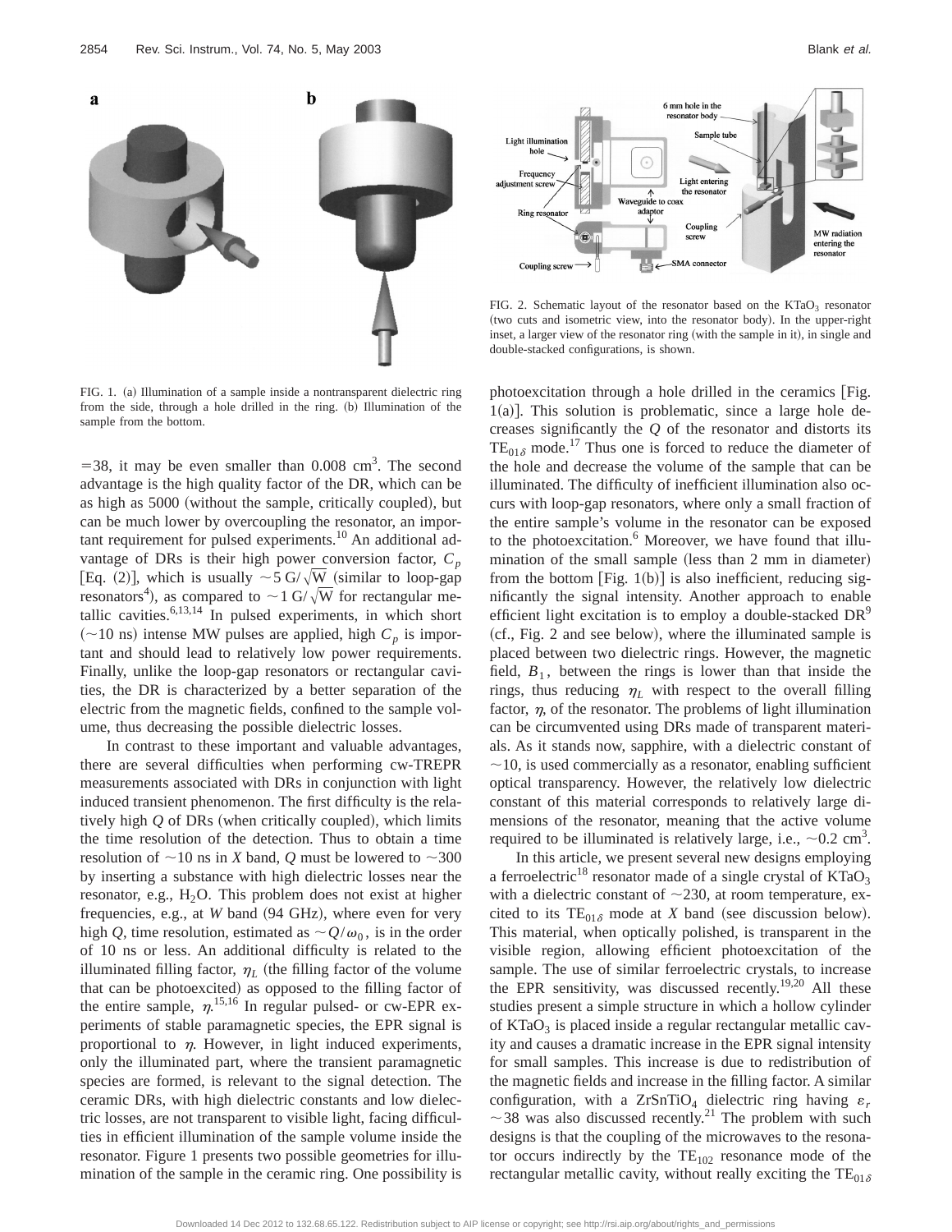FIG. 1. (a) Illumination of a sample inside a nontransparent dielectric ring from the side, through a hole drilled in the ring. (b) Illumination of the sample from the bottom.

FIG. 2. Schematic layout of the resonator based on the $KTaO_3$ resonator (two cuts and isometric view, into the resonator body). In the upper-right inset, a larger view of the resonator ring (with the sample in it), in single and double-stacked configurations, is shown.

=38, it may be even smaller than 0.008 $cm^3$. The second advantage is the high quality factor of the DR, which can be as high as 5000 (without the sample, critically coupled), but can be much lower by overcoupling the resonator, an important requirement for pulsed experiments.[10] An additional advantage of DRs is their high power conversion factor, $C_p$ [Eq. (2)], which is usually $\sim 5\ \mathrm{G}/\sqrt{\mathrm{W}}$ (similar to loop-gap resonators[4]), as compared to $\sim 1\ \mathrm{G}/\sqrt{\mathrm{W}}$ for rectangular metallic cavities.[6,13,14] In pulsed experiments, in which short ($\sim$10 ns) intense MW pulses are applied, high $C_p$ is important and should lead to relatively low power requirements. Finally, unlike the loop-gap resonators or rectangular cavities, the DR is characterized by a better separation of the electric from the magnetic fields, confined to the sample volume, thus decreasing the possible dielectric losses.

In contrast to these important and valuable advantages, there are several difficulties when performing cw-TREPR measurements associated with DRs in conjunction with light induced transient phenomenon. The first difficulty is the relatively high $Q$ of DRs (when critically coupled), which limits the time resolution of the detection. Thus to obtain a time resolution of $\sim$10 ns in $X$ band, $Q$ must be lowered to $\sim$300 by inserting a substance with high dielectric losses near the resonator, e.g., $H_2O$. This problem does not exist at higher frequencies, e.g., at $W$ band (94 GHz), where even for very high $Q$, time resolution, estimated as $\sim Q/\omega_0$, is in the order of 10 ns or less. An additional difficulty is related to the illuminated filling factor, $\eta_L$ (the filling factor of the volume that can be photoexcited) as opposed to the filling factor of the entire sample, $\eta$.[15,16] In regular pulsed- or cw-EPR experiments of stable paramagnetic species, the EPR signal is proportional to $\eta$. However, in light induced experiments, only the illuminated part, where the transient paramagnetic species are formed, is relevant to the signal detection. The ceramic DRs, with high dielectric constants and low dielectric losses, are not transparent to visible light, facing difficulties in efficient illumination of the sample volume inside the resonator. Figure 1 presents two possible geometries for illumination of the sample in the ceramic ring. One possibility is photoexcitation through a hole drilled in the ceramics [Fig. 1(a)]. This solution is problematic, since a large hole decreases significantly the $Q$ of the resonator and distorts its $TE_{01\delta}$ mode.[17] Thus one is forced to reduce the diameter of the hole and decrease the volume of the sample that can be illuminated. The difficulty of inefficient illumination also occurs with loop-gap resonators, where only a small fraction of the entire sample's volume in the resonator can be exposed to the photoexcitation.[6] Moreover, we have found that illumination of the small sample (less than 2 mm in diameter) from the bottom [Fig. 1(b)] is also inefficient, reducing significantly the signal intensity. Another approach to enable efficient light excitation is to employ a double-stacked DR[9] (cf., Fig. 2 and see below), where the illuminated sample is placed between two dielectric rings. However, the magnetic field, $B_1$, between the rings is lower than that inside the rings, thus reducing $\eta_L$ with respect to the overall filling factor, $\eta$, of the resonator. The problems of light illumination can be circumvented using DRs made of transparent materials. As it stands now, sapphire, with a dielectric constant of $\sim$10, is used commercially as a resonator, enabling sufficient optical transparency. However, the relatively low dielectric constant of this material corresponds to relatively large dimensions of the resonator, meaning that the active volume required to be illuminated is relatively large, i.e., $\sim$0.2 $cm^3$.

In this article, we present several new designs employing a ferroelectric[18] resonator made of a single crystal of $KTaO_3$ with a dielectric constant of $\sim$230, at room temperature, excited to its $TE_{01\delta}$ mode at $X$ band (see discussion below). This material, when optically polished, is transparent in the visible region, allowing efficient photoexcitation of the sample. The use of similar ferroelectric crystals, to increase the EPR sensitivity, was discussed recently.[19,20] All these studies present a simple structure in which a hollow cylinder of $KTaO_3$ is placed inside a regular rectangular metallic cavity and causes a dramatic increase in the EPR signal intensity for small samples. This increase is due to redistribution of the magnetic fields and increase in the filling factor. A similar configuration, with a $ZrSnTiO_4$ dielectric ring having $\varepsilon_r$ $\sim$38 was also discussed recently.[21] The problem with such designs is that the coupling of the microwaves to the resonator occurs indirectly by the $TE_{102}$ resonance mode of the rectangular metallic cavity, without really exciting the $TE_{01\delta}$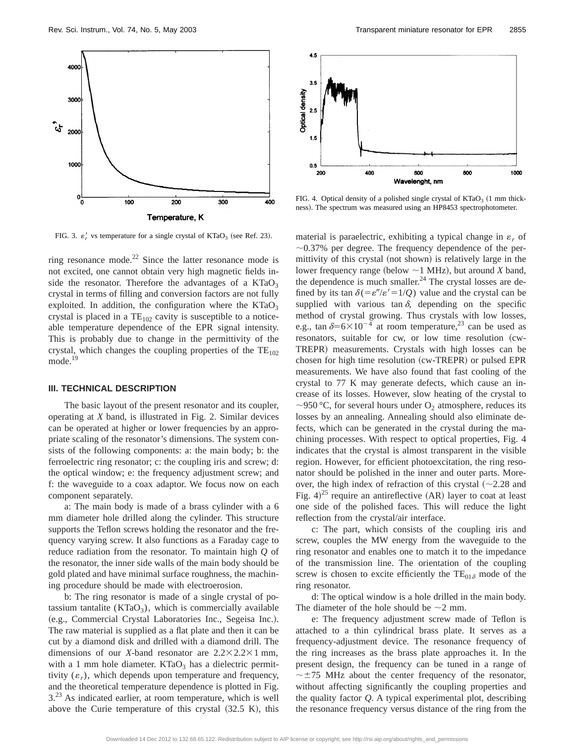FIG. 3. $\varepsilon_r'$ vs temperature for a single crystal of $KTaO_3$ (see Ref. 23).

FIG. 4. Optical density of a polished single crystal of $KTaO_3$ (1 mm thickness). The spectrum was measured using an HP8453 spectrophotometer.

ring resonance mode.[22] Since the latter resonance mode is not excited, one cannot obtain very high magnetic fields inside the resonator. Therefore the advantages of a $KTaO_3$ crystal in terms of filling and conversion factors are not fully exploited. In addition, the configuration where the $KTaO_3$ crystal is placed in a $TE_{102}$ cavity is susceptible to a noticeable temperature dependence of the EPR signal intensity. This is probably due to change in the permittivity of the crystal, which changes the coupling properties of the $TE_{102}$ mode.[19]

## III. TECHNICAL DESCRIPTION

The basic layout of the present resonator and its coupler, operating at *X* band, is illustrated in Fig. 2. Similar devices can be operated at higher or lower frequencies by an appropriate scaling of the resonator's dimensions. The system consists of the following components: a: the main body; b: the ferroelectric ring resonator; c: the coupling iris and screw; d: the optical window; e: the frequency adjustment screw; and f: the waveguide to a coax adaptor. We focus now on each component separately.

a: The main body is made of a brass cylinder with a 6 mm diameter hole drilled along the cylinder. This structure supports the Teflon screws holding the resonator and the frequency varying screw. It also functions as a Faraday cage to reduce radiation from the resonator. To maintain high *Q* of the resonator, the inner side walls of the main body should be gold plated and have minimal surface roughness, the machining procedure should be made with electroerosion.

b: The ring resonator is made of a single crystal of potassium tantalite ($KTaO_3$), which is commercially available (e.g., Commercial Crystal Laboratories Inc., Segeisa Inc.). The raw material is supplied as a flat plate and then it can be cut by a diamond disk and drilled with a diamond drill. The dimensions of our *X*-band resonator are $2.2\times2.2\times1$ mm, with a 1 mm hole diameter. $KTaO_3$ has a dielectric permittivity ($\varepsilon_r$), which depends upon temperature and frequency, and the theoretical temperature dependence is plotted in Fig. 3.[23] As indicated earlier, at room temperature, which is well above the Curie temperature of this crystal (32.5 K), this material is paraelectric, exhibiting a typical change in $\varepsilon_r$ of $\sim$0.37% per degree. The frequency dependence of the permittivity of this crystal (not shown) is relatively large in the lower frequency range (below $\sim$1 MHz), but around *X* band, the dependence is much smaller.[24] The crystal losses are defined by its $\tan\delta(=\varepsilon''/\varepsilon'=1/Q)$ value and the crystal can be supplied with various $\tan\delta$, depending on the specific method of crystal growing. Thus crystals with low losses, e.g., $\tan\delta=6\times10^{-4}$ at room temperature,[23] can be used as resonators, suitable for cw, or low time resolution (cw-TREPR) measurements. Crystals with high losses can be chosen for high time resolution (cw-TREPR) or pulsed EPR measurements. We have also found that fast cooling of the crystal to 77 K may generate defects, which cause an increase of its losses. However, slow heating of the crystal to $\sim$950 °C, for several hours under $O_2$ atmosphere, reduces its losses by an annealing. Annealing should also eliminate defects, which can be generated in the crystal during the machining processes. With respect to optical properties, Fig. 4 indicates that the crystal is almost transparent in the visible region. However, for efficient photoexcitation, the ring resonator should be polished in the inner and outer parts. Moreover, the high index of refraction of this crystal ($\sim$2.28 and Fig. 4)[25] require an antireflective (AR) layer to coat at least one side of the polished faces. This will reduce the light reflection from the crystal/air interface.

c: The part, which consists of the coupling iris and screw, couples the MW energy from the waveguide to the ring resonator and enables one to match it to the impedance of the transmission line. The orientation of the coupling screw is chosen to excite efficiently the $TE_{01\delta}$ mode of the ring resonator.

d: The optical window is a hole drilled in the main body. The diameter of the hole should be $\sim$2 mm.

e: The frequency adjustment screw made of Teflon is attached to a thin cylindrical brass plate. It serves as a frequency-adjustment device. The resonance frequency of the ring increases as the brass plate approaches it. In the present design, the frequency can be tuned in a range of $\sim\pm$75 MHz about the center frequency of the resonator, without affecting significantly the coupling properties and the quality factor *Q*. A typical experimental plot, describing the resonance frequency versus distance of the ring from the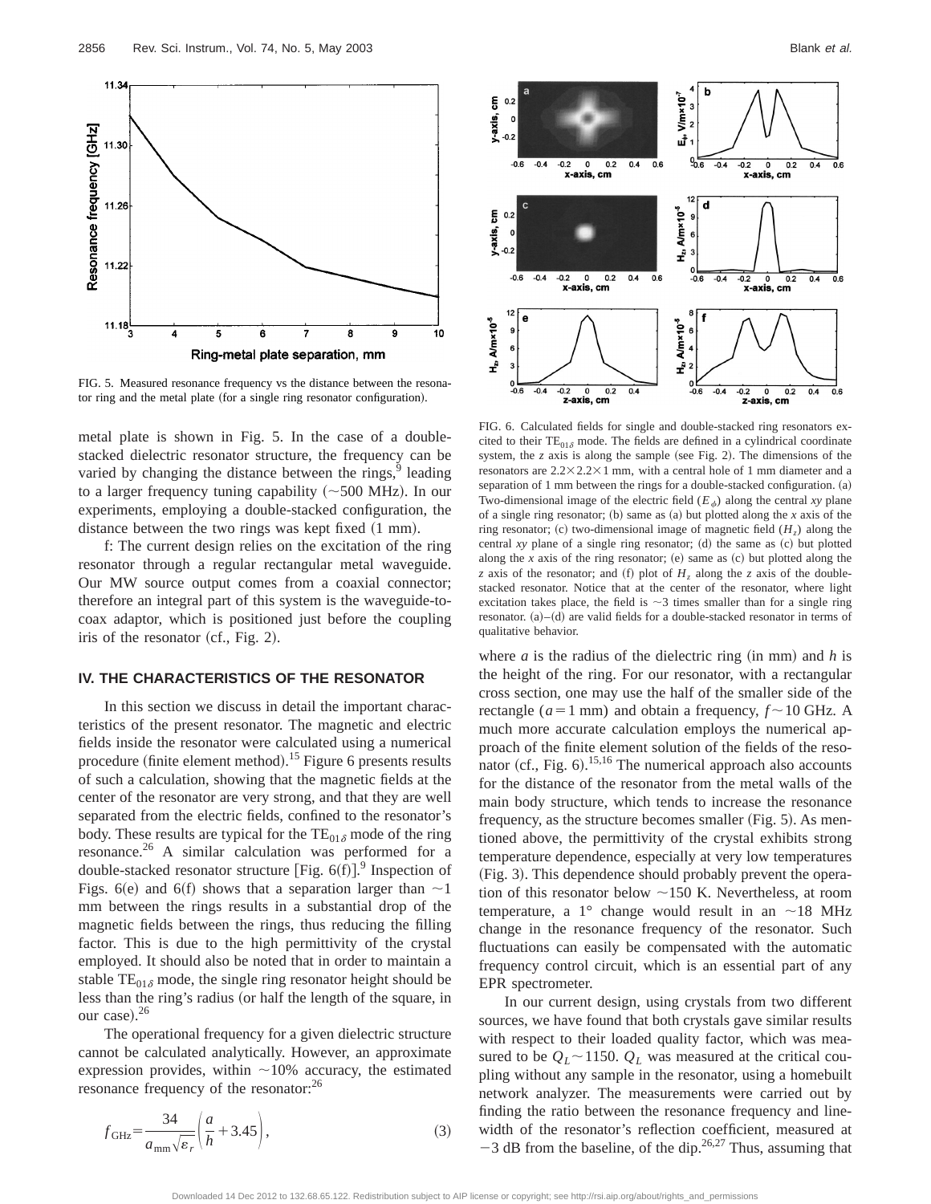FIG. 5. Measured resonance frequency vs the distance between the resonator ring and the metal plate (for a single ring resonator configuration).

metal plate is shown in Fig. 5. In the case of a double-stacked dielectric resonator structure, the frequency can be varied by changing the distance between the rings,[9] leading to a larger frequency tuning capability (~500 MHz). In our experiments, employing a double-stacked configuration, the distance between the two rings was kept fixed (1 mm).

f: The current design relies on the excitation of the ring resonator through a regular rectangular metal waveguide. Our MW source output comes from a coaxial connector; therefore an integral part of this system is the waveguide-to-coax adaptor, which is positioned just before the coupling iris of the resonator (cf., Fig. 2).

## IV. THE CHARACTERISTICS OF THE RESONATOR

In this section we discuss in detail the important characteristics of the present resonator. The magnetic and electric fields inside the resonator were calculated using a numerical procedure (finite element method).[15] Figure 6 presents results of such a calculation, showing that the magnetic fields at the center of the resonator are very strong, and that they are well separated from the electric fields, confined to the resonator's body. These results are typical for the $TE_{01\delta}$ mode of the ring resonance.[26] A similar calculation was performed for a double-stacked resonator structure [Fig. 6(f)].[9] Inspection of Figs. 6(e) and 6(f) shows that a separation larger than ~1 mm between the rings results in a substantial drop of the magnetic fields between the rings, thus reducing the filling factor. This is due to the high permittivity of the crystal employed. It should also be noted that in order to maintain a stable $TE_{01\delta}$ mode, the single ring resonator height should be less than the ring's radius (or half the length of the square, in our case).[26]

The operational frequency for a given dielectric structure cannot be calculated analytically. However, an approximate expression provides, within ~10% accuracy, the estimated resonance frequency of the resonator:[26]

$$f_{\mathrm{GHz}}=\frac{34}{a_{\mathrm{mm}}\sqrt{\varepsilon_r}}\left(\frac{a}{h}+3.45\right), \tag{3}$$

FIG. 6. Calculated fields for single and double-stacked ring resonators excited to their $TE_{01\delta}$ mode. The fields are defined in a cylindrical coordinate system, the $z$ axis is along the sample (see Fig. 2). The dimensions of the resonators are $2.2\times2.2\times1$ mm, with a central hole of 1 mm diameter and a separation of 1 mm between the rings for a double-stacked configuration. (a) Two-dimensional image of the electric field ($E_\phi$) along the central $xy$ plane of a single ring resonator; (b) same as (a) but plotted along the $x$ axis of the ring resonator; (c) two-dimensional image of magnetic field ($H_z$) along the central $xy$ plane of a single ring resonator; (d) the same as (c) but plotted along the $x$ axis of the ring resonator; (e) same as (c) but plotted along the $z$ axis of the resonator; and (f) plot of $H_z$ along the $z$ axis of the double-stacked resonator. Notice that at the center of the resonator, where light excitation takes place, the field is ~3 times smaller than for a single ring resonator. (a)–(d) are valid fields for a double-stacked resonator in terms of qualitative behavior.

where $a$ is the radius of the dielectric ring (in mm) and $h$ is the height of the ring. For our resonator, with a rectangular cross section, one may use the half of the smaller side of the rectangle ($a=1$ mm) and obtain a frequency, $f\sim10$ GHz. A much more accurate calculation employs the numerical approach of the finite element solution of the fields of the resonator (cf., Fig. 6).[15,16] The numerical approach also accounts for the distance of the resonator from the metal walls of the main body structure, which tends to increase the resonance frequency, as the structure becomes smaller (Fig. 5). As mentioned above, the permittivity of the crystal exhibits strong temperature dependence, especially at very low temperatures (Fig. 3). This dependence should probably prevent the operation of this resonator below ~150 K. Nevertheless, at room temperature, a 1° change would result in an ~18 MHz change in the resonance frequency of the resonator. Such fluctuations can easily be compensated with the automatic frequency control circuit, which is an essential part of any EPR spectrometer.

In our current design, using crystals from two different sources, we have found that both crystals gave similar results with respect to their loaded quality factor, which was measured to be $Q_L\sim1150$. $Q_L$ was measured at the critical coupling without any sample in the resonator, using a homebuilt network analyzer. The measurements were carried out by finding the ratio between the resonance frequency and linewidth of the resonator's reflection coefficient, measured at −3 dB from the baseline, of the dip.[26,27] Thus, assuming that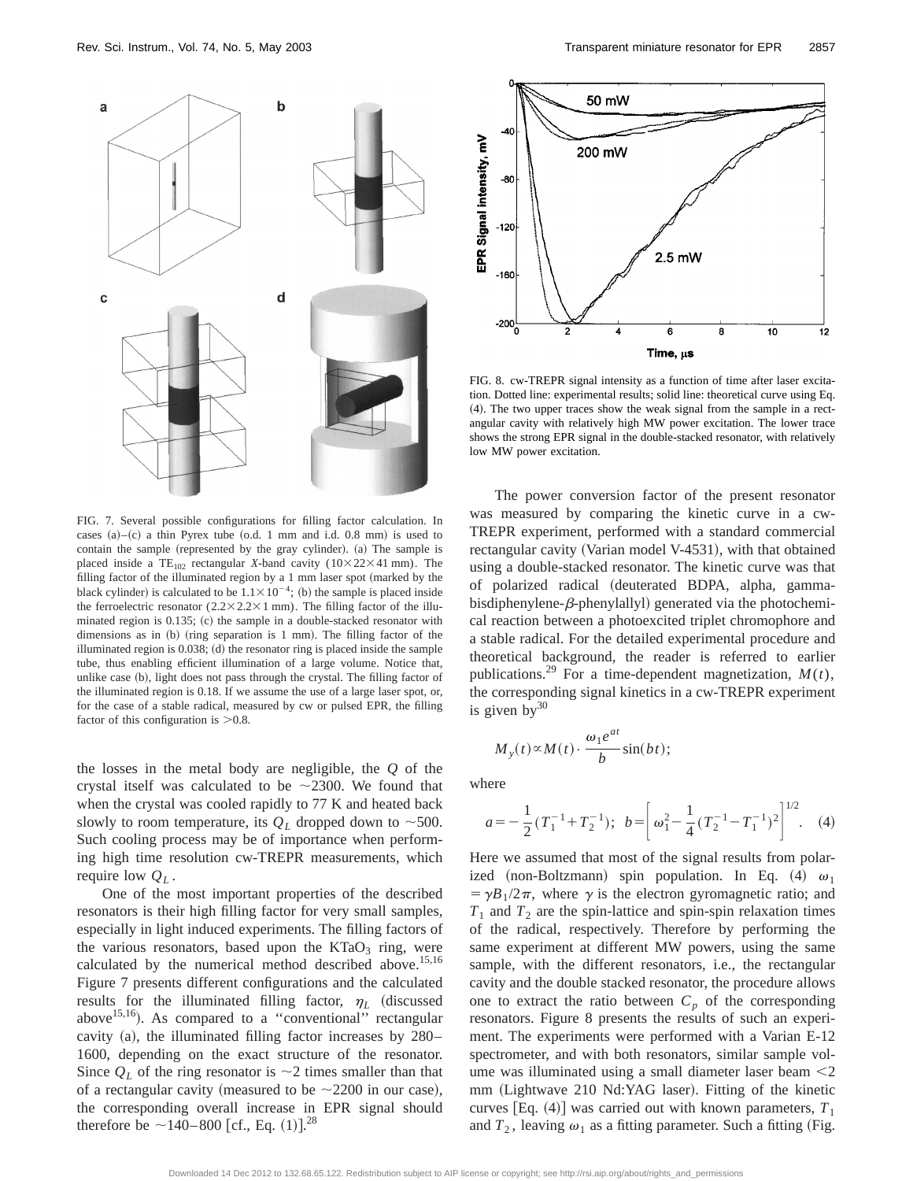FIG. 7. Several possible configurations for filling factor calculation. In cases (a)–(c) a thin Pyrex tube (o.d. 1 mm and i.d. 0.8 mm) is used to contain the sample (represented by the gray cylinder). (a) The sample is placed inside a $TE_{102}$ rectangular *X*-band cavity ($10\times22\times41$ mm). The filling factor of the illuminated region by a 1 mm laser spot (marked by the black cylinder) is calculated to be $1.1\times10^{-4}$; (b) the sample is placed inside the ferroelectric resonator ($2.2\times2.2\times1$ mm). The filling factor of the illuminated region is 0.135; (c) the sample in a double-stacked resonator with dimensions as in (b) (ring separation is 1 mm). The filling factor of the illuminated region is 0.038; (d) the resonator ring is placed inside the sample tube, thus enabling efficient illumination of a large volume. Notice that, unlike case (b), light does not pass through the crystal. The filling factor of the illuminated region is 0.18. If we assume the use of a large laser spot, or, for the case of a stable radical, measured by cw or pulsed EPR, the filling factor of this configuration is >0.8.

the losses in the metal body are negligible, the *Q* of the crystal itself was calculated to be ~2300. We found that when the crystal was cooled rapidly to 77 K and heated back slowly to room temperature, its $Q_L$ dropped down to ~500. Such cooling process may be of importance when performing high time resolution cw-TREPR measurements, which require low $Q_L$.

One of the most important properties of the described resonators is their high filling factor for very small samples, especially in light induced experiments. The filling factors of the various resonators, based upon the $KTaO_3$ ring, were calculated by the numerical method described above.[15,16] Figure 7 presents different configurations and the calculated results for the illuminated filling factor, $\eta_L$ (discussed above[15,16]). As compared to a "conventional" rectangular cavity (a), the illuminated filling factor increases by 280–1600, depending on the exact structure of the resonator. Since $Q_L$ of the ring resonator is ~2 times smaller than that of a rectangular cavity (measured to be ~2200 in our case), the corresponding overall increase in EPR signal should therefore be ~140–800 [cf., Eq. (1)].[28]

FIG. 8. cw-TREPR signal intensity as a function of time after laser excitation. Dotted line: experimental results; solid line: theoretical curve using Eq. (4). The two upper traces show the weak signal from the sample in a rectangular cavity with relatively high MW power excitation. The lower trace shows the strong EPR signal in the double-stacked resonator, with relatively low MW power excitation.

The power conversion factor of the present resonator was measured by comparing the kinetic curve in a cw-TREPR experiment, performed with a standard commercial rectangular cavity (Varian model V-4531), with that obtained using a double-stacked resonator. The kinetic curve was that of polarized radical (deuterated BDPA, alpha, gamma-bisdiphenylene-$\beta$-phenylallyl) generated via the photochemical reaction between a photoexcited triplet chromophore and a stable radical. For the detailed experimental procedure and theoretical background, the reader is referred to earlier publications.[29] For a time-dependent magnetization, $M(t)$, the corresponding signal kinetics in a cw-TREPR experiment is given by[30]

$$M_y(t)\propto M(t)\cdot\frac{\omega_1 e^{at}}{b}\sin(bt);$$

where

$$a=-\frac{1}{2}(T_1^{-1}+T_2^{-1});\quad b=\left[\omega_1^2-\frac{1}{4}(T_2^{-1}-T_1^{-1})^2\right]^{1/2}.\quad (4)$$

Here we assumed that most of the signal results from polarized (non-Boltzmann) spin population. In Eq. (4) $\omega_1=\gamma B_1/2\pi$, where $\gamma$ is the electron gyromagnetic ratio; and $T_1$ and $T_2$ are the spin-lattice and spin-spin relaxation times of the radical, respectively. Therefore by performing the same experiment at different MW powers, using the same sample, with the different resonators, i.e., the rectangular cavity and the double stacked resonator, the procedure allows one to extract the ratio between $C_p$ of the corresponding resonators. Figure 8 presents the results of such an experiment. The experiments were performed with a Varian E-12 spectrometer, and with both resonators, similar sample volume was illuminated using a small diameter laser beam <2 mm (Lightwave 210 Nd:YAG laser). Fitting of the kinetic curves [Eq. (4)] was carried out with known parameters, $T_1$ and $T_2$, leaving $\omega_1$ as a fitting parameter. Such a fitting (Fig.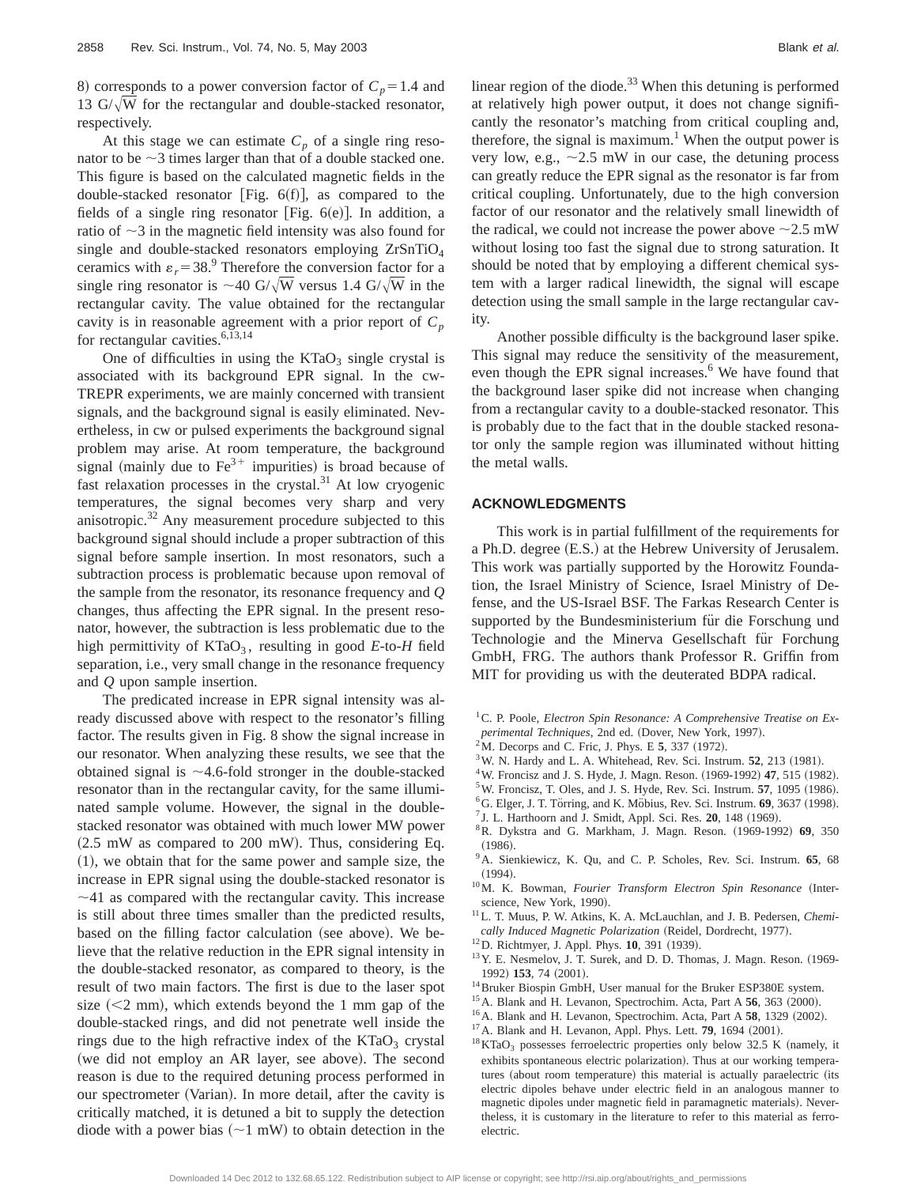8) corresponds to a power conversion factor of $C_p = 1.4$ and 13 G/$\sqrt{\text{W}}$ for the rectangular and double-stacked resonator, respectively.

At this stage we can estimate $C_p$ of a single ring resonator to be ~3 times larger than that of a double stacked one. This figure is based on the calculated magnetic fields in the double-stacked resonator [Fig. 6(f)], as compared to the fields of a single ring resonator [Fig. 6(e)]. In addition, a ratio of ~3 in the magnetic field intensity was also found for single and double-stacked resonators employing $ZrSnTiO_4$ ceramics with $\varepsilon_r = 38$.[9] Therefore the conversion factor for a single ring resonator is ~40 G/$\sqrt{\text{W}}$ versus 1.4 G/$\sqrt{\text{W}}$ in the rectangular cavity. The value obtained for the rectangular cavity is in reasonable agreement with a prior report of $C_p$ for rectangular cavities.[6,13,14]

One of difficulties in using the $KTaO_3$ single crystal is associated with its background EPR signal. In the cw-TREPR experiments, we are mainly concerned with transient signals, and the background signal is easily eliminated. Nevertheless, in cw or pulsed experiments the background signal problem may arise. At room temperature, the background signal (mainly due to $Fe^{3+}$ impurities) is broad because of fast relaxation processes in the crystal.[31] At low cryogenic temperatures, the signal becomes very sharp and very anisotropic.[32] Any measurement procedure subjected to this background signal should include a proper subtraction of this signal before sample insertion. In most resonators, such a subtraction process is problematic because upon removal of the sample from the resonator, its resonance frequency and $Q$ changes, thus affecting the EPR signal. In the present resonator, however, the subtraction is less problematic due to the high permittivity of $KTaO_3$, resulting in good $E$-to-$H$ field separation, i.e., very small change in the resonance frequency and $Q$ upon sample insertion.

The predicated increase in EPR signal intensity was already discussed above with respect to the resonator's filling factor. The results given in Fig. 8 show the signal increase in our resonator. When analyzing these results, we see that the obtained signal is ~4.6-fold stronger in the double-stacked resonator than in the rectangular cavity, for the same illuminated sample volume. However, the signal in the double-stacked resonator was obtained with much lower MW power (2.5 mW as compared to 200 mW). Thus, considering Eq. (1), we obtain that for the same power and sample size, the increase in EPR signal using the double-stacked resonator is ~41 as compared with the rectangular cavity. This increase is still about three times smaller than the predicted results, based on the filling factor calculation (see above). We believe that the relative reduction in the EPR signal intensity in the double-stacked resonator, as compared to theory, is the result of two main factors. The first is due to the laser spot size (<2 mm), which extends beyond the 1 mm gap of the double-stacked rings, and did not penetrate well inside the rings due to the high refractive index of the $KTaO_3$ crystal (we did not employ an AR layer, see above). The second reason is due to the required detuning process performed in our spectrometer (Varian). In more detail, after the cavity is critically matched, it is detuned a bit to supply the detection diode with a power bias (~1 mW) to obtain detection in the linear region of the diode.[33] When this detuning is performed at relatively high power output, it does not change significantly the resonator's matching from critical coupling and, therefore, the signal is maximum.[1] When the output power is very low, e.g., ~2.5 mW in our case, the detuning process can greatly reduce the EPR signal as the resonator is far from critical coupling. Unfortunately, due to the high conversion factor of our resonator and the relatively small linewidth of the radical, we could not increase the power above ~2.5 mW without losing too fast the signal due to strong saturation. It should be noted that by employing a different chemical system with a larger radical linewidth, the signal will escape detection using the small sample in the large rectangular cavity.

Another possible difficulty is the background laser spike. This signal may reduce the sensitivity of the measurement, even though the EPR signal increases.[6] We have found that the background laser spike did not increase when changing from a rectangular cavity to a double-stacked resonator. This is probably due to the fact that in the double stacked resonator only the sample region was illuminated without hitting the metal walls.

## ACKNOWLEDGMENTS

This work is in partial fulfillment of the requirements for a Ph.D. degree (E.S.) at the Hebrew University of Jerusalem. This work was partially supported by the Horowitz Foundation, the Israel Ministry of Science, Israel Ministry of Defense, and the US-Israel BSF. The Farkas Research Center is supported by the Bundesministerium für die Forschung und Technologie and the Minerva Gesellschaft für Forchung GmbH, FRG. The authors thank Professor R. Griffin from MIT for providing us with the deuterated BDPA radical.

[1] C. P. Poole, *Electron Spin Resonance: A Comprehensive Treatise on Experimental Techniques*, 2nd ed. (Dover, New York, 1997).
[2] M. Decorps and C. Fric, J. Phys. E **5**, 337 (1972).
[3] W. N. Hardy and L. A. Whitehead, Rev. Sci. Instrum. **52**, 213 (1981).
[4] W. Froncisz and J. S. Hyde, J. Magn. Reson. (1969-1992) **47**, 515 (1982).
[5] W. Froncisz, T. Oles, and J. S. Hyde, Rev. Sci. Instrum. **57**, 1095 (1986).
[6] G. Elger, J. T. Törring, and K. Möbius, Rev. Sci. Instrum. **69**, 3637 (1998).
[7] J. L. Harthoorn and J. Smidt, Appl. Sci. Res. **20**, 148 (1969).
[8] R. Dykstra and G. Markham, J. Magn. Reson. (1969-1992) **69**, 350 (1986).
[9] A. Sienkiewicz, K. Qu, and C. P. Scholes, Rev. Sci. Instrum. **65**, 68 (1994).
[10] M. K. Bowman, *Fourier Transform Electron Spin Resonance* (Interscience, New York, 1990).
[11] L. T. Muus, P. W. Atkins, K. A. McLauchlan, and J. B. Pedersen, *Chemically Induced Magnetic Polarization* (Reidel, Dordrecht, 1977).
[12] D. Richtmyer, J. Appl. Phys. **10**, 391 (1939).
[13] Y. E. Nesmelov, J. T. Surek, and D. D. Thomas, J. Magn. Reson. (1969-1992) **153**, 74 (2001).
[14] Bruker Biospin GmbH, User manual for the Bruker ESP380E system.
[15] A. Blank and H. Levanon, Spectrochim. Acta, Part A **56**, 363 (2000).
[16] A. Blank and H. Levanon, Spectrochim. Acta, Part A **58**, 1329 (2002).
[17] A. Blank and H. Levanon, Appl. Phys. Lett. **79**, 1694 (2001).
[18] $KTaO_3$ possesses ferroelectric properties only below 32.5 K (namely, it exhibits spontaneous electric polarization). Thus at our working temperatures (about room temperature) this material is actually paraelectric (its electric dipoles behave under electric field in an analogous manner to magnetic dipoles under magnetic field in paramagnetic materials). Nevertheless, it is customary in the literature to refer to this material as ferroelectric.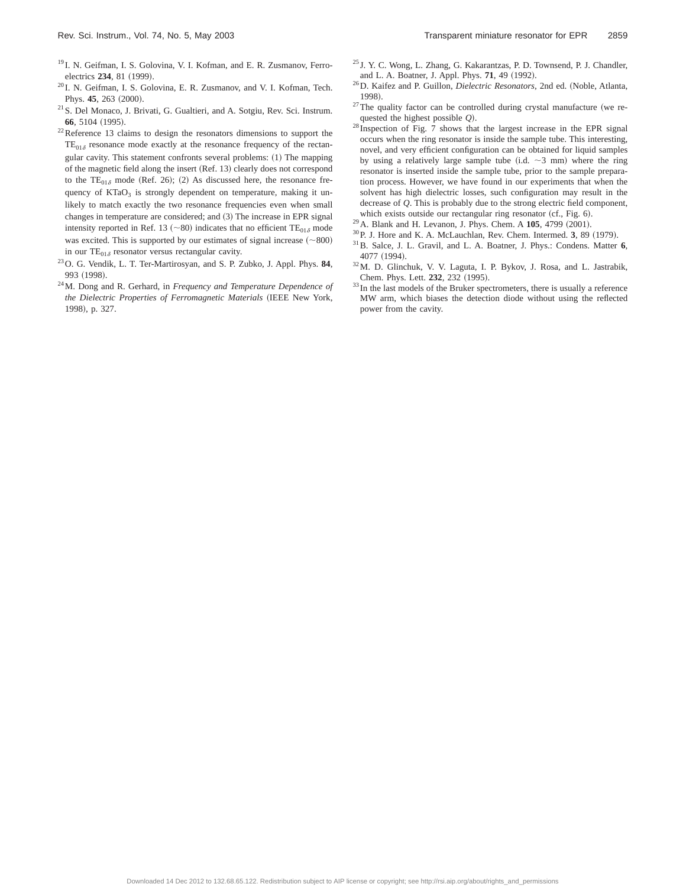[19] I. N. Geifman, I. S. Golovina, V. I. Kofman, and E. R. Zusmanov, Ferroelectrics **234**, 81 (1999).

[20] I. N. Geifman, I. S. Golovina, E. R. Zusmanov, and V. I. Kofman, Tech. Phys. **45**, 263 (2000).

[21] S. Del Monaco, J. Brivati, G. Gualtieri, and A. Sotgiu, Rev. Sci. Instrum. **66**, 5104 (1995).

[22] Reference 13 claims to design the resonators dimensions to support the $TE_{01\delta}$ resonance mode exactly at the resonance frequency of the rectangular cavity. This statement confronts several problems: (1) The mapping of the magnetic field along the insert (Ref. 13) clearly does not correspond to the $TE_{01\delta}$ mode (Ref. 26); (2) As discussed here, the resonance frequency of $KTaO_3$ is strongly dependent on temperature, making it unlikely to match exactly the two resonance frequencies even when small changes in temperature are considered; and (3) The increase in EPR signal intensity reported in Ref. 13 (~80) indicates that no efficient $TE_{01\delta}$ mode was excited. This is supported by our estimates of signal increase (~800) in our $TE_{01\delta}$ resonator versus rectangular cavity.

[23] O. G. Vendik, L. T. Ter-Martirosyan, and S. P. Zubko, J. Appl. Phys. **84**, 993 (1998).

[24] M. Dong and R. Gerhard, in *Frequency and Temperature Dependence of the Dielectric Properties of Ferromagnetic Materials* (IEEE New York, 1998), p. 327.

[25] J. Y. C. Wong, L. Zhang, G. Kakarantzas, P. D. Townsend, P. J. Chandler, and L. A. Boatner, J. Appl. Phys. **71**, 49 (1992).

[26] D. Kaifez and P. Guillon, *Dielectric Resonators*, 2nd ed. (Noble, Atlanta, 1998).

[27] The quality factor can be controlled during crystal manufacture (we requested the highest possible *Q*).

[28] Inspection of Fig. 7 shows that the largest increase in the EPR signal occurs when the ring resonator is inside the sample tube. This interesting, novel, and very efficient configuration can be obtained for liquid samples by using a relatively large sample tube (i.d. ~3 mm) where the ring resonator is inserted inside the sample tube, prior to the sample preparation process. However, we have found in our experiments that when the solvent has high dielectric losses, such configuration may result in the decrease of *Q*. This is probably due to the strong electric field component, which exists outside our rectangular ring resonator (cf., Fig. 6).

[29] A. Blank and H. Levanon, J. Phys. Chem. A **105**, 4799 (2001).

[30] P. J. Hore and K. A. McLauchlan, Rev. Chem. Intermed. **3**, 89 (1979).

[31] B. Salce, J. L. Gravil, and L. A. Boatner, J. Phys.: Condens. Matter **6**, 4077 (1994).

[32] M. D. Glinchuk, V. V. Laguta, I. P. Bykov, J. Rosa, and L. Jastrabik, Chem. Phys. Lett. **232**, 232 (1995).

[33] In the last models of the Bruker spectrometers, there is usually a reference MW arm, which biases the detection diode without using the reflected power from the cavity.